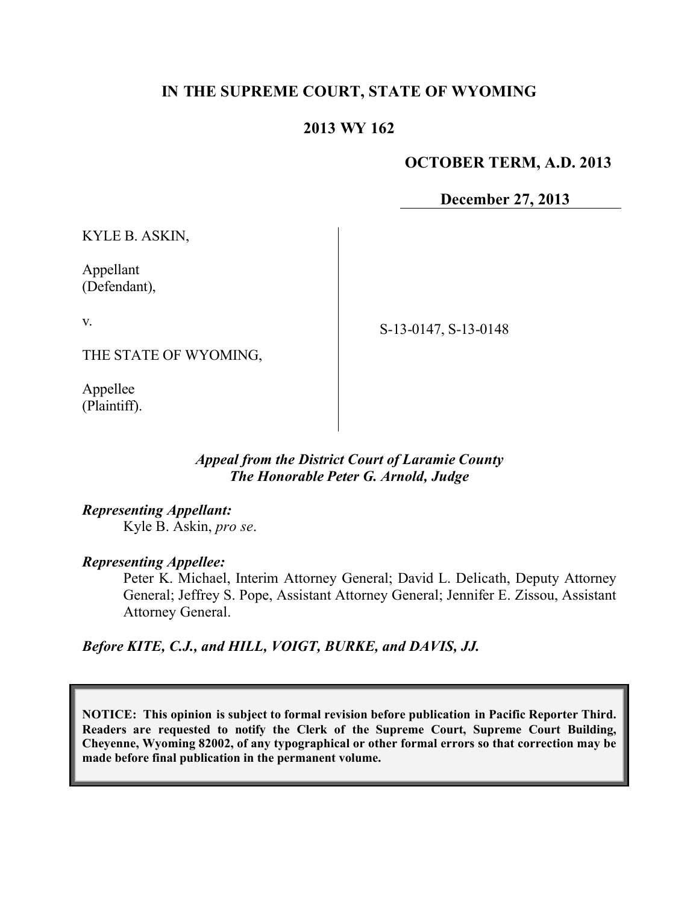# IN THE SUPREME COURT, STATE OF WYOMING

## 2013 WY 162

**OCTOBER TERM, A.D. 2013**

**December 27, 2013**

KYLE B. ASKIN,

Appellant
(Defendant),

v.

THE STATE OF WYOMING,

Appellee
(Plaintiff).

S-13-0147, S-13-0148

*Appeal from the District Court of Laramie County*
*The Honorable Peter G. Arnold, Judge*

***Representing Appellant:***
Kyle B. Askin, *pro se*.

***Representing Appellee:***
Peter K. Michael, Interim Attorney General; David L. Delicath, Deputy Attorney General; Jeffrey S. Pope, Assistant Attorney General; Jennifer E. Zissou, Assistant Attorney General.

***Before KITE, C.J., and HILL, VOIGT, BURKE, and DAVIS, JJ.***

**NOTICE: This opinion is subject to formal revision before publication in Pacific Reporter Third. Readers are requested to notify the Clerk of the Supreme Court, Supreme Court Building, Cheyenne, Wyoming 82002, of any typographical or other formal errors so that correction may be made before final publication in the permanent volume.**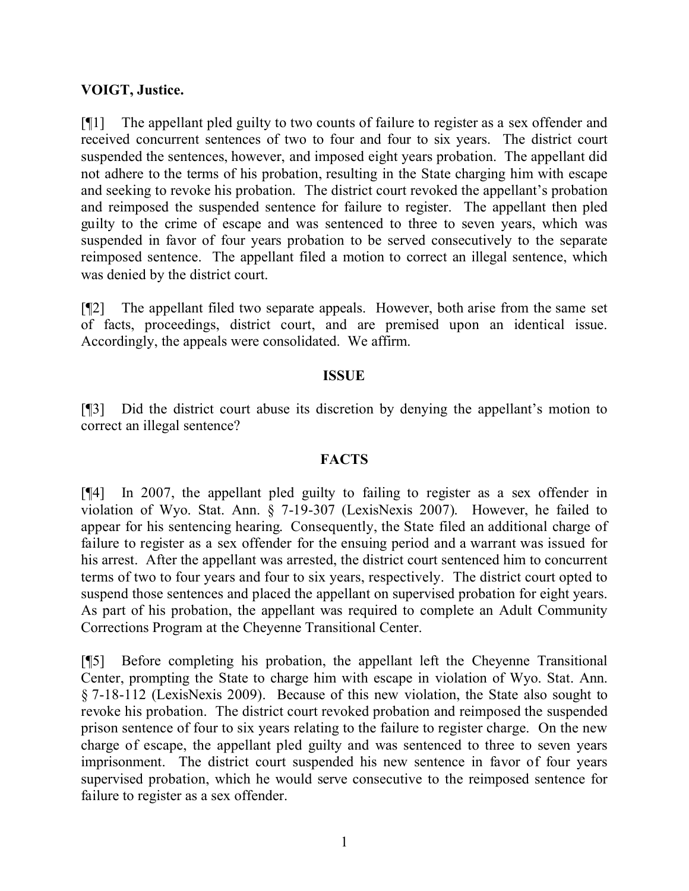**VOIGT, Justice.**

[¶1] The appellant pled guilty to two counts of failure to register as a sex offender and received concurrent sentences of two to four and four to six years. The district court suspended the sentences, however, and imposed eight years probation. The appellant did not adhere to the terms of his probation, resulting in the State charging him with escape and seeking to revoke his probation. The district court revoked the appellant's probation and reimposed the suspended sentence for failure to register. The appellant then pled guilty to the crime of escape and was sentenced to three to seven years, which was suspended in favor of four years probation to be served consecutively to the separate reimposed sentence. The appellant filed a motion to correct an illegal sentence, which was denied by the district court.

[¶2] The appellant filed two separate appeals. However, both arise from the same set of facts, proceedings, district court, and are premised upon an identical issue. Accordingly, the appeals were consolidated. We affirm.

## ISSUE

[¶3] Did the district court abuse its discretion by denying the appellant's motion to correct an illegal sentence?

## FACTS

[¶4] In 2007, the appellant pled guilty to failing to register as a sex offender in violation of Wyo. Stat. Ann. § 7-19-307 (LexisNexis 2007). However, he failed to appear for his sentencing hearing. Consequently, the State filed an additional charge of failure to register as a sex offender for the ensuing period and a warrant was issued for his arrest. After the appellant was arrested, the district court sentenced him to concurrent terms of two to four years and four to six years, respectively. The district court opted to suspend those sentences and placed the appellant on supervised probation for eight years. As part of his probation, the appellant was required to complete an Adult Community Corrections Program at the Cheyenne Transitional Center.

[¶5] Before completing his probation, the appellant left the Cheyenne Transitional Center, prompting the State to charge him with escape in violation of Wyo. Stat. Ann. § 7-18-112 (LexisNexis 2009). Because of this new violation, the State also sought to revoke his probation. The district court revoked probation and reimposed the suspended prison sentence of four to six years relating to the failure to register charge. On the new charge of escape, the appellant pled guilty and was sentenced to three to seven years imprisonment. The district court suspended his new sentence in favor of four years supervised probation, which he would serve consecutive to the reimposed sentence for failure to register as a sex offender.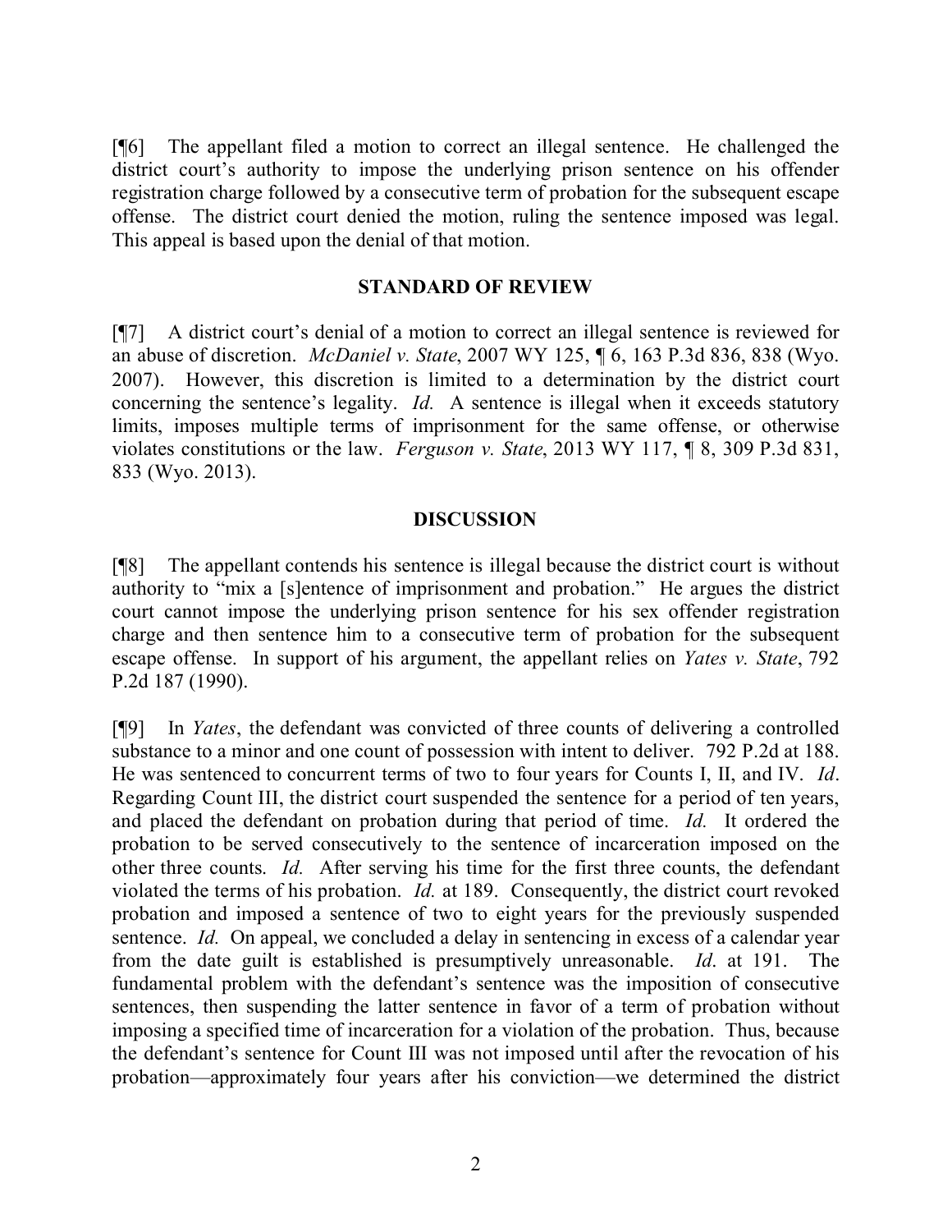[¶6] The appellant filed a motion to correct an illegal sentence. He challenged the district court's authority to impose the underlying prison sentence on his offender registration charge followed by a consecutive term of probation for the subsequent escape offense. The district court denied the motion, ruling the sentence imposed was legal. This appeal is based upon the denial of that motion.

## STANDARD OF REVIEW

[¶7] A district court's denial of a motion to correct an illegal sentence is reviewed for an abuse of discretion. *McDaniel v. State*, 2007 WY 125, ¶ 6, 163 P.3d 836, 838 (Wyo. 2007). However, this discretion is limited to a determination by the district court concerning the sentence's legality. *Id.* A sentence is illegal when it exceeds statutory limits, imposes multiple terms of imprisonment for the same offense, or otherwise violates constitutions or the law. *Ferguson v. State*, 2013 WY 117, ¶ 8, 309 P.3d 831, 833 (Wyo. 2013).

## DISCUSSION

[¶8] The appellant contends his sentence is illegal because the district court is without authority to "mix a [s]entence of imprisonment and probation." He argues the district court cannot impose the underlying prison sentence for his sex offender registration charge and then sentence him to a consecutive term of probation for the subsequent escape offense. In support of his argument, the appellant relies on *Yates v. State*, 792 P.2d 187 (1990).

[¶9] In *Yates*, the defendant was convicted of three counts of delivering a controlled substance to a minor and one count of possession with intent to deliver. 792 P.2d at 188. He was sentenced to concurrent terms of two to four years for Counts I, II, and IV. *Id*. Regarding Count III, the district court suspended the sentence for a period of ten years, and placed the defendant on probation during that period of time. *Id.* It ordered the probation to be served consecutively to the sentence of incarceration imposed on the other three counts. *Id.* After serving his time for the first three counts, the defendant violated the terms of his probation. *Id.* at 189. Consequently, the district court revoked probation and imposed a sentence of two to eight years for the previously suspended sentence. *Id.* On appeal, we concluded a delay in sentencing in excess of a calendar year from the date guilt is established is presumptively unreasonable. *Id*. at 191. The fundamental problem with the defendant's sentence was the imposition of consecutive sentences, then suspending the latter sentence in favor of a term of probation without imposing a specified time of incarceration for a violation of the probation. Thus, because the defendant's sentence for Count III was not imposed until after the revocation of his probation—approximately four years after his conviction—we determined the district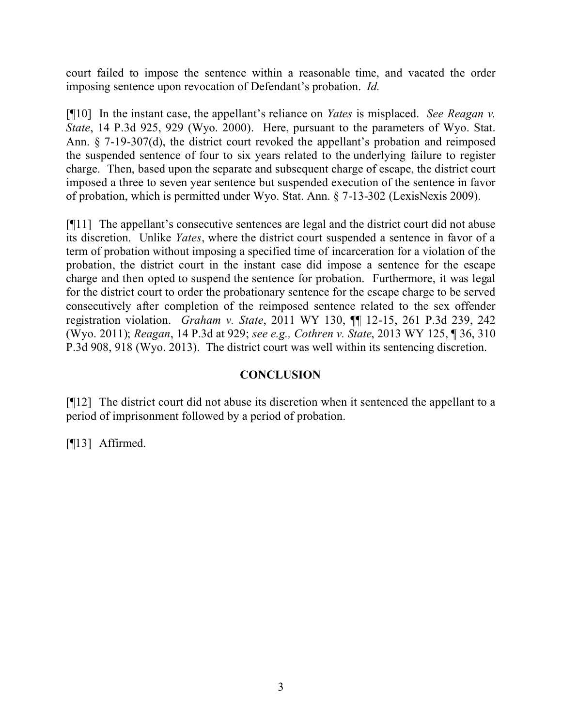court failed to impose the sentence within a reasonable time, and vacated the order imposing sentence upon revocation of Defendant's probation. *Id.*

[¶10] In the instant case, the appellant's reliance on *Yates* is misplaced. *See Reagan v. State*, 14 P.3d 925, 929 (Wyo. 2000). Here, pursuant to the parameters of Wyo. Stat. Ann. § 7-19-307(d), the district court revoked the appellant's probation and reimposed the suspended sentence of four to six years related to the underlying failure to register charge. Then, based upon the separate and subsequent charge of escape, the district court imposed a three to seven year sentence but suspended execution of the sentence in favor of probation, which is permitted under Wyo. Stat. Ann. § 7-13-302 (LexisNexis 2009).

[¶11] The appellant's consecutive sentences are legal and the district court did not abuse its discretion. Unlike *Yates*, where the district court suspended a sentence in favor of a term of probation without imposing a specified time of incarceration for a violation of the probation, the district court in the instant case did impose a sentence for the escape charge and then opted to suspend the sentence for probation. Furthermore, it was legal for the district court to order the probationary sentence for the escape charge to be served consecutively after completion of the reimposed sentence related to the sex offender registration violation. *Graham v. State*, 2011 WY 130, ¶¶ 12-15, 261 P.3d 239, 242 (Wyo. 2011); *Reagan*, 14 P.3d at 929; *see e.g., Cothren v. State*, 2013 WY 125, ¶ 36, 310 P.3d 908, 918 (Wyo. 2013). The district court was well within its sentencing discretion.

## CONCLUSION

[¶12] The district court did not abuse its discretion when it sentenced the appellant to a period of imprisonment followed by a period of probation.

[¶13] Affirmed.